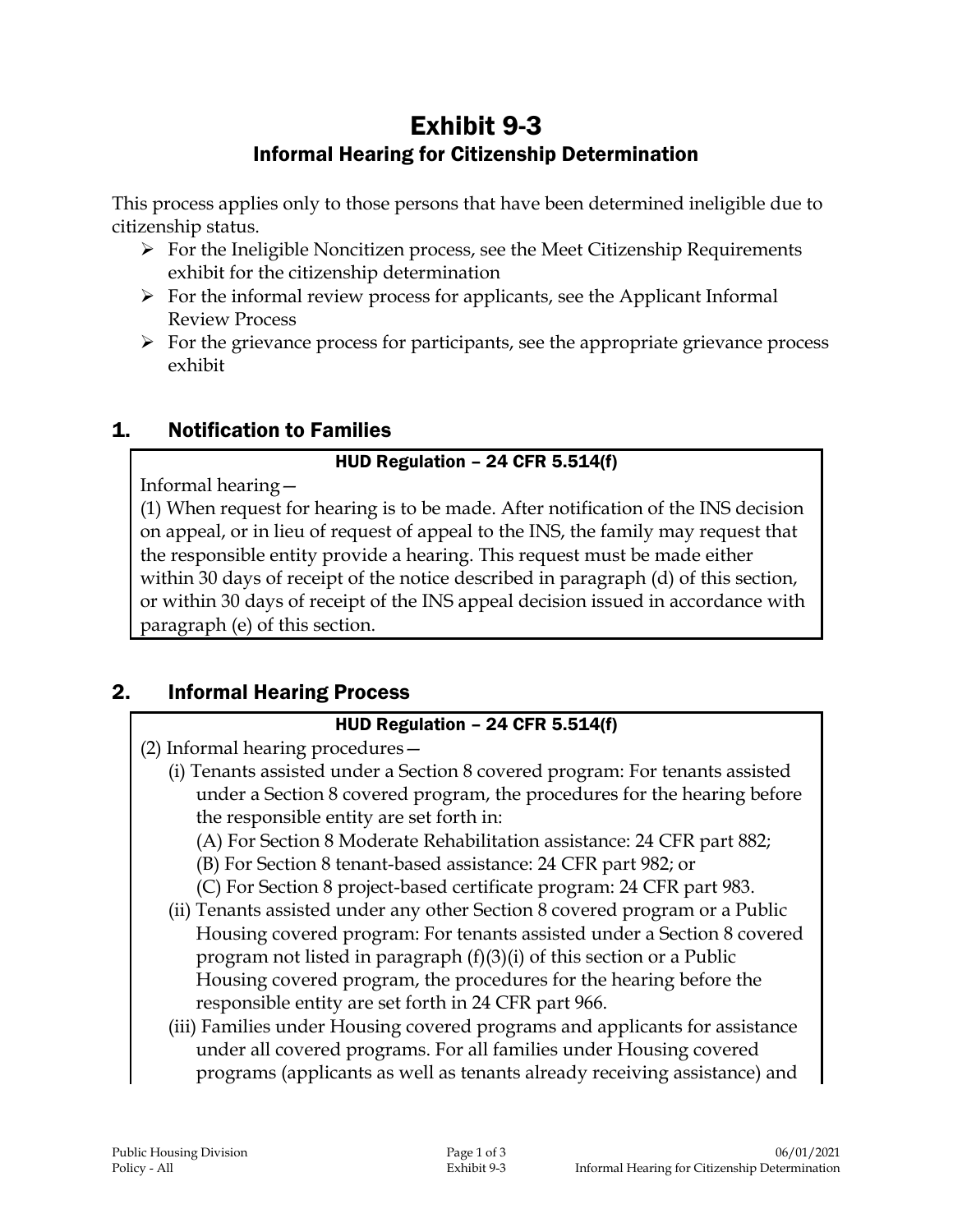# Exhibit 9-3

## Informal Hearing for Citizenship Determination

This process applies only to those persons that have been determined ineligible due to citizenship status.

- For the Ineligible Noncitizen process, see the Meet Citizenship Requirements exhibit for the citizenship determination
- For the informal review process for applicants, see the Applicant Informal Review Process
- For the grievance process for participants, see the appropriate grievance process exhibit

## 1. Notification to Families

**HUD Regulation – 24 CFR 5.514(f)**

Informal hearing—

(1) When request for hearing is to be made. After notification of the INS decision on appeal, or in lieu of request of appeal to the INS, the family may request that the responsible entity provide a hearing. This request must be made either within 30 days of receipt of the notice described in paragraph (d) of this section, or within 30 days of receipt of the INS appeal decision issued in accordance with paragraph (e) of this section.

## 2. Informal Hearing Process

**HUD Regulation – 24 CFR 5.514(f)**

(2) Informal hearing procedures—

(i) Tenants assisted under a Section 8 covered program: For tenants assisted under a Section 8 covered program, the procedures for the hearing before the responsible entity are set forth in:

(A) For Section 8 Moderate Rehabilitation assistance: 24 CFR part 882;

(B) For Section 8 tenant-based assistance: 24 CFR part 982; or

(C) For Section 8 project-based certificate program: 24 CFR part 983.

(ii) Tenants assisted under any other Section 8 covered program or a Public Housing covered program: For tenants assisted under a Section 8 covered program not listed in paragraph (f)(3)(i) of this section or a Public Housing covered program, the procedures for the hearing before the responsible entity are set forth in 24 CFR part 966.

(iii) Families under Housing covered programs and applicants for assistance under all covered programs. For all families under Housing covered programs (applicants as well as tenants already receiving assistance) and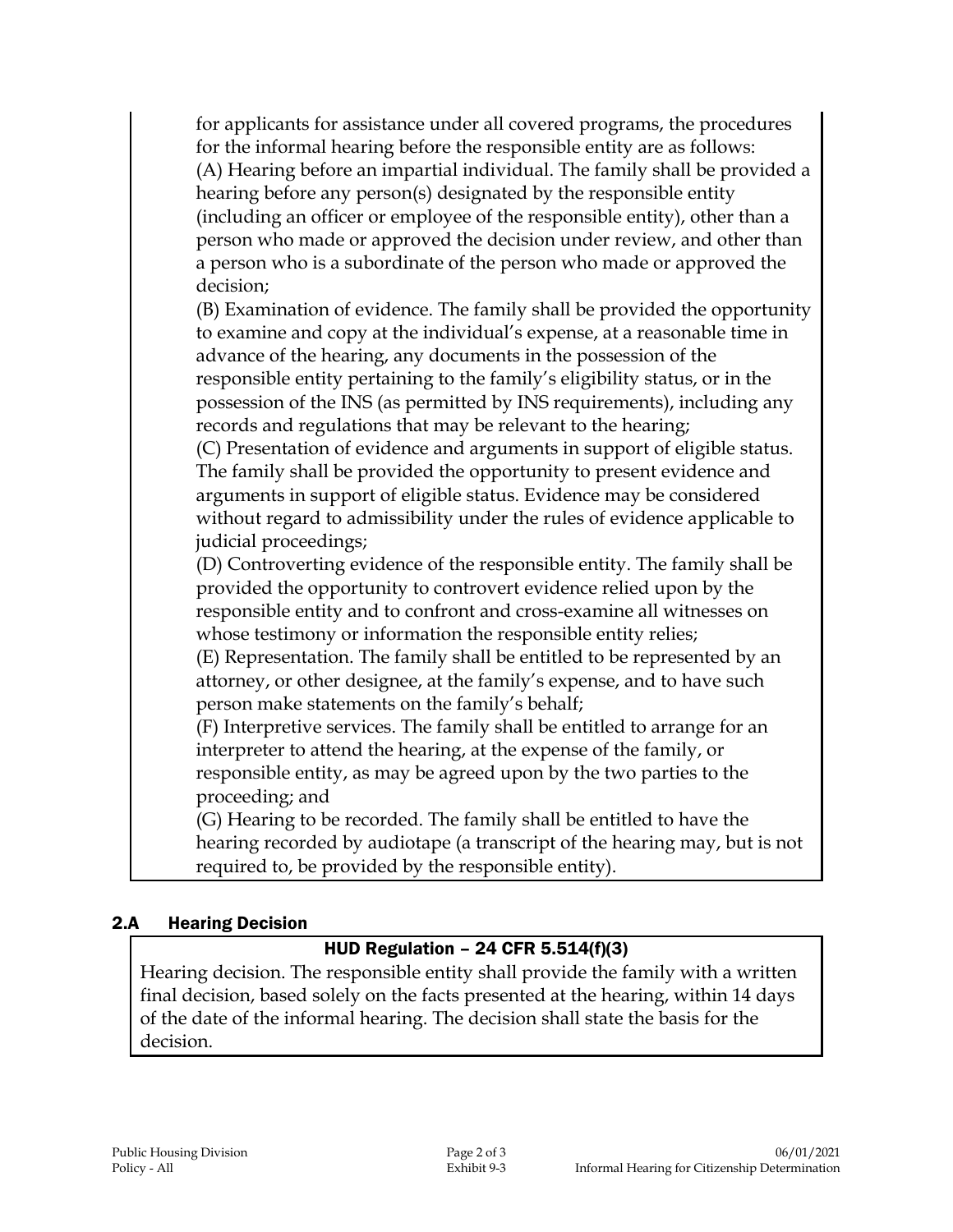for applicants for assistance under all covered programs, the procedures for the informal hearing before the responsible entity are as follows:
(A) Hearing before an impartial individual. The family shall be provided a hearing before any person(s) designated by the responsible entity (including an officer or employee of the responsible entity), other than a person who made or approved the decision under review, and other than a person who is a subordinate of the person who made or approved the decision;
(B) Examination of evidence. The family shall be provided the opportunity to examine and copy at the individual's expense, at a reasonable time in advance of the hearing, any documents in the possession of the responsible entity pertaining to the family's eligibility status, or in the possession of the INS (as permitted by INS requirements), including any records and regulations that may be relevant to the hearing;
(C) Presentation of evidence and arguments in support of eligible status. The family shall be provided the opportunity to present evidence and arguments in support of eligible status. Evidence may be considered without regard to admissibility under the rules of evidence applicable to judicial proceedings;
(D) Controverting evidence of the responsible entity. The family shall be provided the opportunity to controvert evidence relied upon by the responsible entity and to confront and cross-examine all witnesses on whose testimony or information the responsible entity relies;
(E) Representation. The family shall be entitled to be represented by an attorney, or other designee, at the family's expense, and to have such person make statements on the family's behalf;
(F) Interpretive services. The family shall be entitled to arrange for an interpreter to attend the hearing, at the expense of the family, or responsible entity, as may be agreed upon by the two parties to the proceeding; and
(G) Hearing to be recorded. The family shall be entitled to have the hearing recorded by audiotape (a transcript of the hearing may, but is not required to, be provided by the responsible entity).

## 2.A Hearing Decision

**HUD Regulation – 24 CFR 5.514(f)(3)**

Hearing decision. The responsible entity shall provide the family with a written final decision, based solely on the facts presented at the hearing, within 14 days of the date of the informal hearing. The decision shall state the basis for the decision.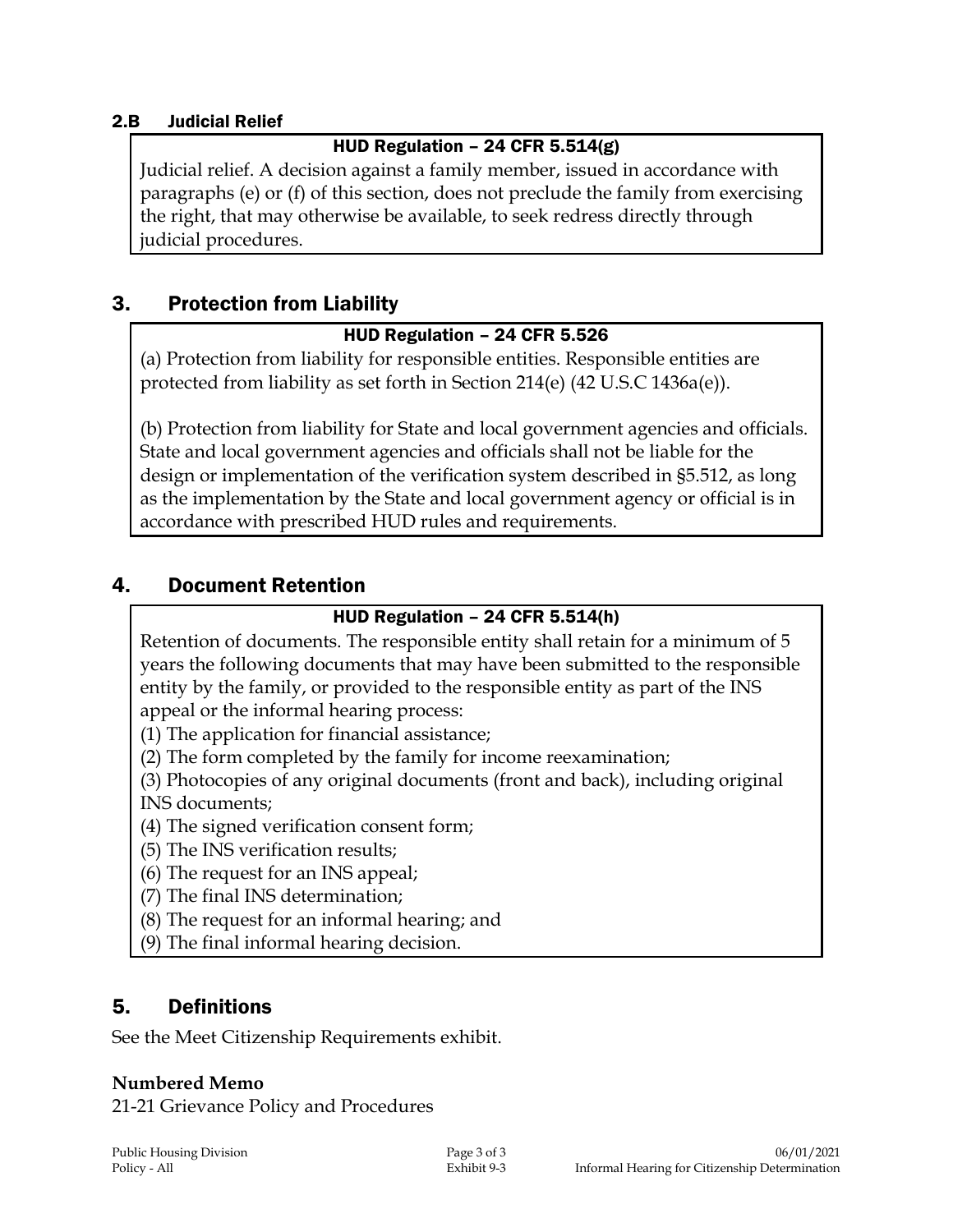### 2.B Judicial Relief

**HUD Regulation – 24 CFR 5.514(g)**

Judicial relief. A decision against a family member, issued in accordance with paragraphs (e) or (f) of this section, does not preclude the family from exercising the right, that may otherwise be available, to seek redress directly through judicial procedures.

## 3. Protection from Liability

**HUD Regulation – 24 CFR 5.526**

(a) Protection from liability for responsible entities. Responsible entities are protected from liability as set forth in Section 214(e) (42 U.S.C 1436a(e)).

(b) Protection from liability for State and local government agencies and officials. State and local government agencies and officials shall not be liable for the design or implementation of the verification system described in §5.512, as long as the implementation by the State and local government agency or official is in accordance with prescribed HUD rules and requirements.

## 4. Document Retention

**HUD Regulation – 24 CFR 5.514(h)**

Retention of documents. The responsible entity shall retain for a minimum of 5 years the following documents that may have been submitted to the responsible entity by the family, or provided to the responsible entity as part of the INS appeal or the informal hearing process:

(1) The application for financial assistance;
(2) The form completed by the family for income reexamination;
(3) Photocopies of any original documents (front and back), including original INS documents;
(4) The signed verification consent form;
(5) The INS verification results;
(6) The request for an INS appeal;
(7) The final INS determination;
(8) The request for an informal hearing; and
(9) The final informal hearing decision.

## 5. Definitions

See the Meet Citizenship Requirements exhibit.

**Numbered Memo**

21-21 Grievance Policy and Procedures